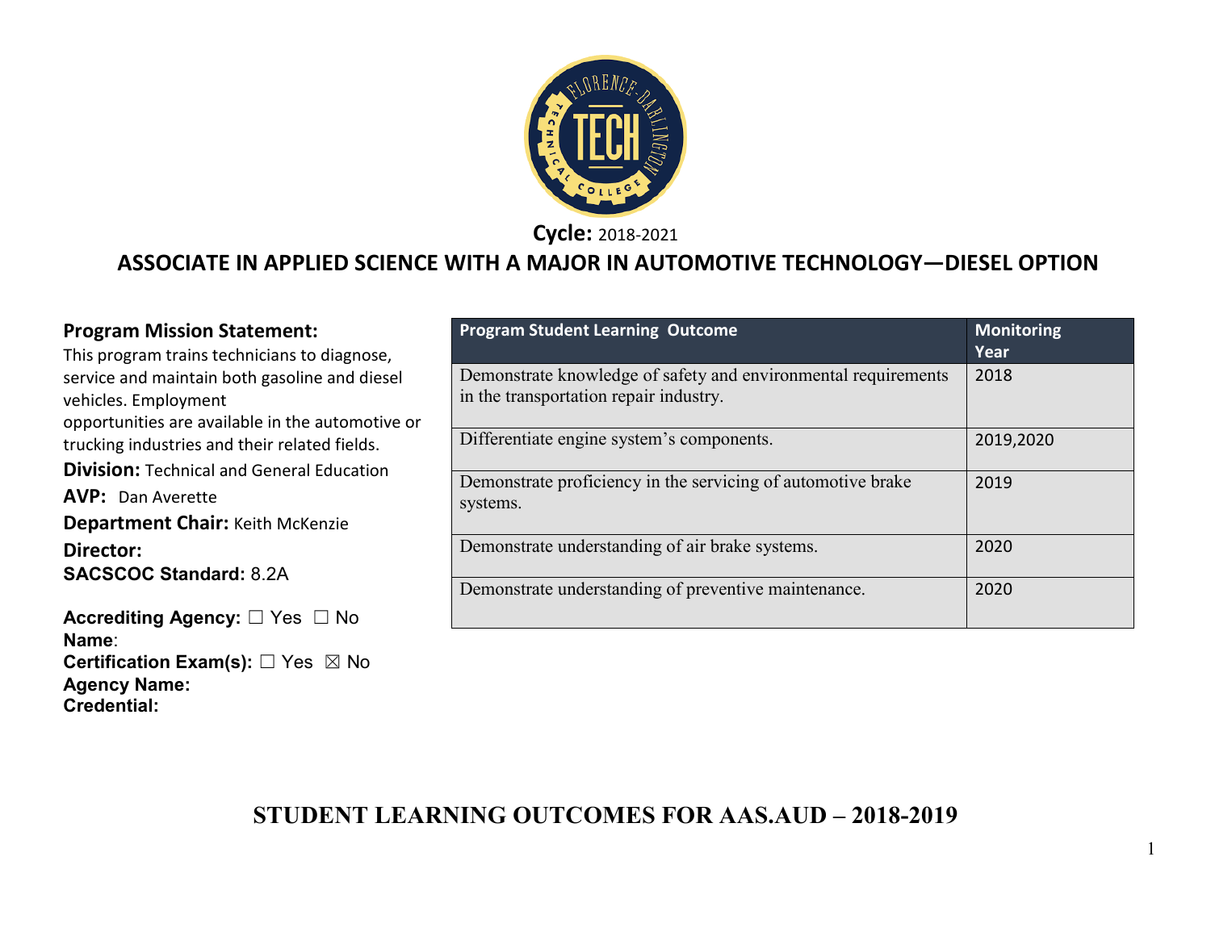**Cycle:** 2018-2021

# ASSOCIATE IN APPLIED SCIENCE WITH A MAJOR IN AUTOMOTIVE TECHNOLOGY—DIESEL OPTION

**Program Mission Statement:**
This program trains technicians to diagnose, service and maintain both gasoline and diesel vehicles. Employment opportunities are available in the automotive or trucking industries and their related fields.

**Division:** Technical and General Education

**AVP:** Dan Averette

**Department Chair:** Keith McKenzie

**Director:**

**SACSCOC Standard:** 8.2A

**Accrediting Agency:** ☐ Yes ☐ No
**Name**:
**Certification Exam(s):** ☐ Yes ☒ No
**Agency Name:**
**Credential:**

| Program Student Learning Outcome | Monitoring Year |
|---|---|
| Demonstrate knowledge of safety and environmental requirements in the transportation repair industry. | 2018 |
| Differentiate engine system's components. | 2019,2020 |
| Demonstrate proficiency in the servicing of automotive brake systems. | 2019 |
| Demonstrate understanding of air brake systems. | 2020 |
| Demonstrate understanding of preventive maintenance. | 2020 |

## STUDENT LEARNING OUTCOMES FOR AAS.AUD – 2018-2019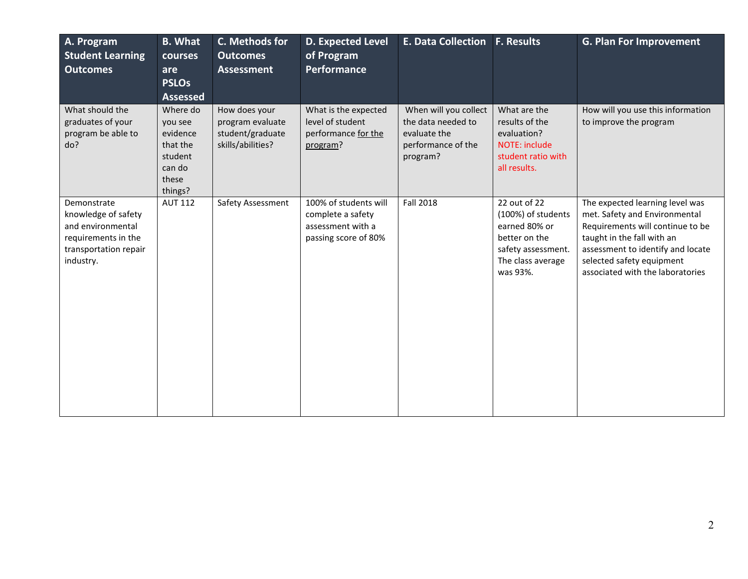| A. Program Student Learning Outcomes | B. What courses are PSLOs Assessed | C. Methods for Outcomes Assessment | D. Expected Level of Program Performance | E. Data Collection | F. Results | G. Plan For Improvement |
|---|---|---|---|---|---|---|
| What should the graduates of your program be able to do? | Where do you see evidence that the student can do these things? | How does your program evaluate student/graduate skills/abilities? | What is the expected level of student performance for the program? | When will you collect the data needed to evaluate the performance of the program? | What are the results of the evaluation? NOTE: include student ratio with all results. | How will you use this information to improve the program |
| Demonstrate knowledge of safety and environmental requirements in the transportation repair industry. | AUT 112 | Safety Assessment | 100% of students will complete a safety assessment with a passing score of 80% | Fall 2018 | 22 out of 22 (100%) of students earned 80% or better on the safety assessment. The class average was 93%. | The expected learning level was met. Safety and Environmental Requirements will continue to be taught in the fall with an assessment to identify and locate selected safety equipment associated with the laboratories |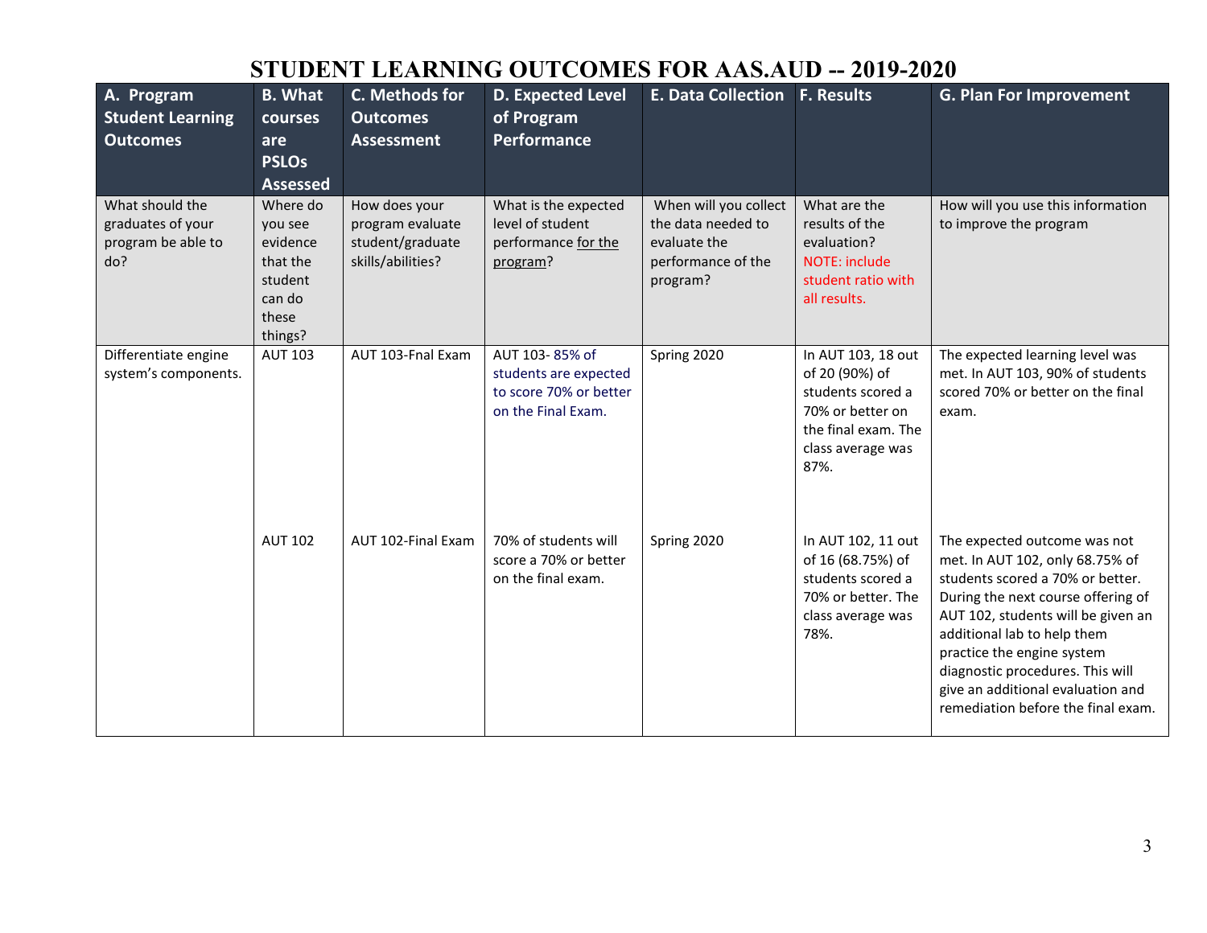# STUDENT LEARNING OUTCOMES FOR AAS.AUD -- 2019-2020

| A. Program Student Learning Outcomes | B. What courses are PSLOs Assessed | C. Methods for Outcomes Assessment | D. Expected Level of Program Performance | E. Data Collection | F. Results | G. Plan For Improvement |
|---|---|---|---|---|---|---|
| What should the graduates of your program be able to do? | Where do you see evidence that the student can do these things? | How does your program evaluate student/graduate skills/abilities? | What is the expected level of student performance for the program? | When will you collect the data needed to evaluate the performance of the program? | What are the results of the evaluation? NOTE: include student ratio with all results. | How will you use this information to improve the program |
| Differentiate engine system's components. | AUT 103 | AUT 103-Fnal Exam | AUT 103- 85% of students are expected to score 70% or better on the Final Exam. | Spring 2020 | In AUT 103, 18 out of 20 (90%) of students scored a 70% or better on the final exam. The class average was 87%. | The expected learning level was met. In AUT 103, 90% of students scored 70% or better on the final exam. |
| | AUT 102 | AUT 102-Final Exam | 70% of students will score a 70% or better on the final exam. | Spring 2020 | In AUT 102, 11 out of 16 (68.75%) of students scored a 70% or better. The class average was 78%. | The expected outcome was not met. In AUT 102, only 68.75% of students scored a 70% or better. During the next course offering of AUT 102, students will be given an additional lab to help them practice the engine system diagnostic procedures. This will give an additional evaluation and remediation before the final exam. |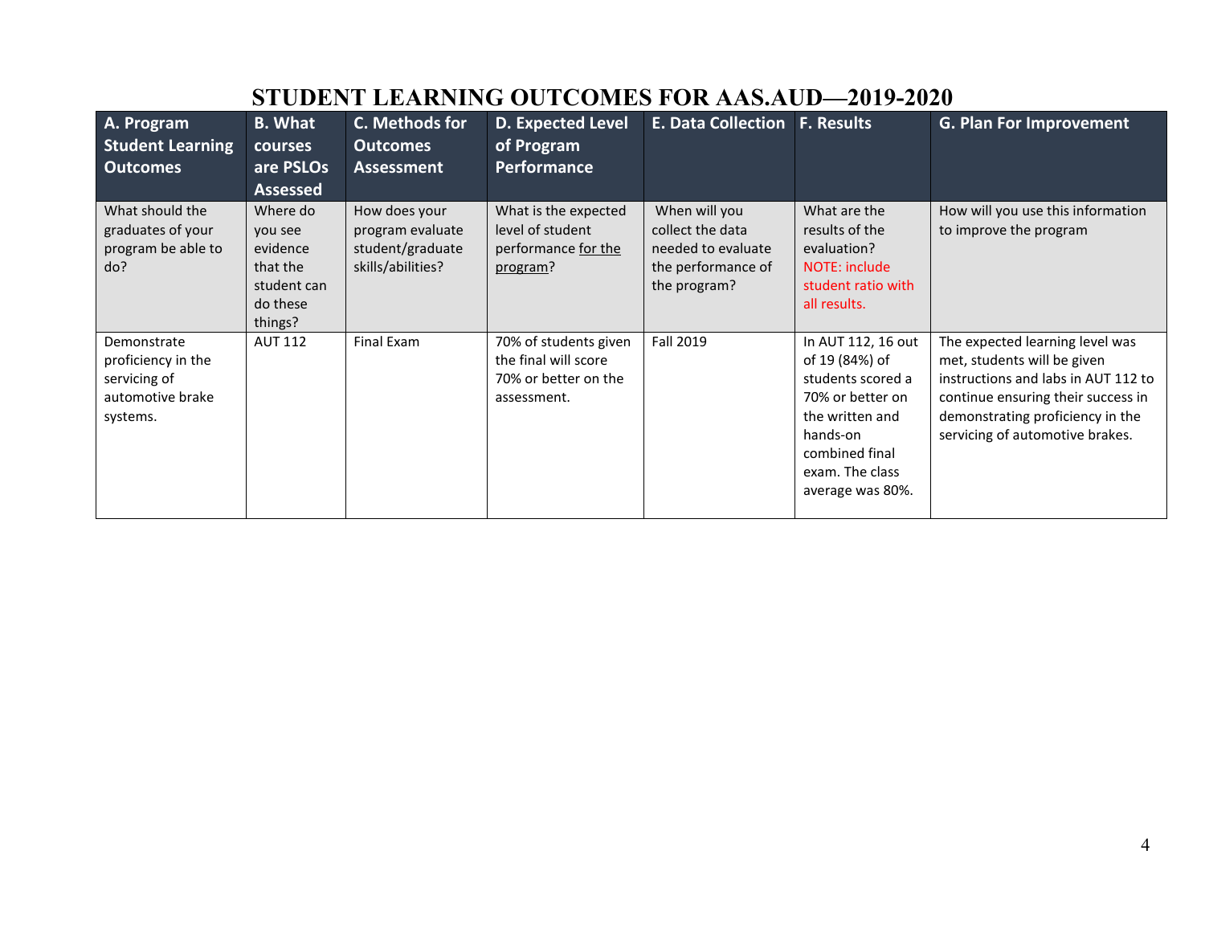# STUDENT LEARNING OUTCOMES FOR AAS.AUD—2019-2020

| A. Program Student Learning Outcomes | B. What courses are PSLOs Assessed | C. Methods for Outcomes Assessment | D. Expected Level of Program Performance | E. Data Collection | F. Results | G. Plan For Improvement |
|---|---|---|---|---|---|---|
| What should the graduates of your program be able to do? | Where do you see evidence that the student can do these things? | How does your program evaluate student/graduate skills/abilities? | What is the expected level of student performance for the program? | When will you collect the data needed to evaluate the performance of the program? | What are the results of the evaluation? NOTE: include student ratio with all results. | How will you use this information to improve the program |
| Demonstrate proficiency in the servicing of automotive brake systems. | AUT 112 | Final Exam | 70% of students given the final will score 70% or better on the assessment. | Fall 2019 | In AUT 112, 16 out of 19 (84%) of students scored a 70% or better on the written and hands-on combined final exam. The class average was 80%. | The expected learning level was met, students will be given instructions and labs in AUT 112 to continue ensuring their success in demonstrating proficiency in the servicing of automotive brakes. |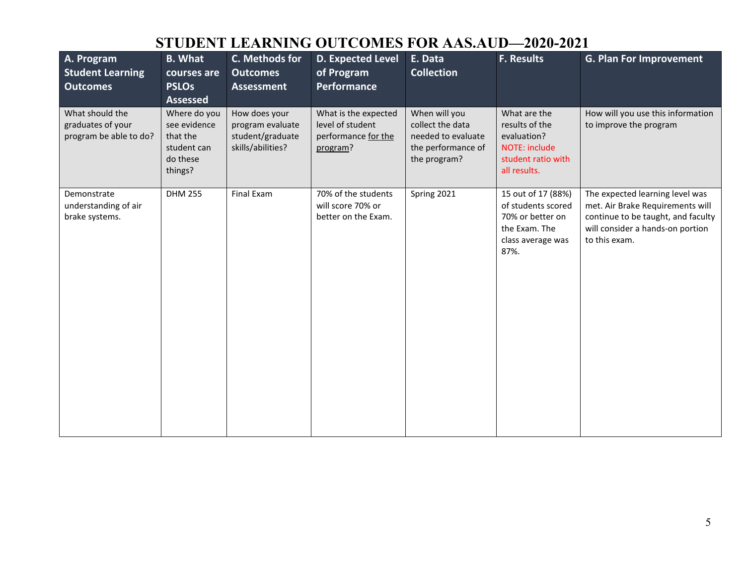# STUDENT LEARNING OUTCOMES FOR AAS.AUD—2020-2021

| A. Program Student Learning Outcomes | B. What courses are PSLOs Assessed | C. Methods for Outcomes Assessment | D. Expected Level of Program Performance | E. Data Collection | F. Results | G. Plan For Improvement |
|---|---|---|---|---|---|---|
| What should the graduates of your program be able to do? | Where do you see evidence that the student can do these things? | How does your program evaluate student/graduate skills/abilities? | What is the expected level of student performance for the program? | When will you collect the data needed to evaluate the performance of the program? | What are the results of the evaluation? NOTE: include student ratio with all results. | How will you use this information to improve the program |
| Demonstrate understanding of air brake systems. | DHM 255 | Final Exam | 70% of the students will score 70% or better on the Exam. | Spring 2021 | 15 out of 17 (88%) of students scored 70% or better on the Exam. The class average was 87%. | The expected learning level was met. Air Brake Requirements will continue to be taught, and faculty will consider a hands-on portion to this exam. |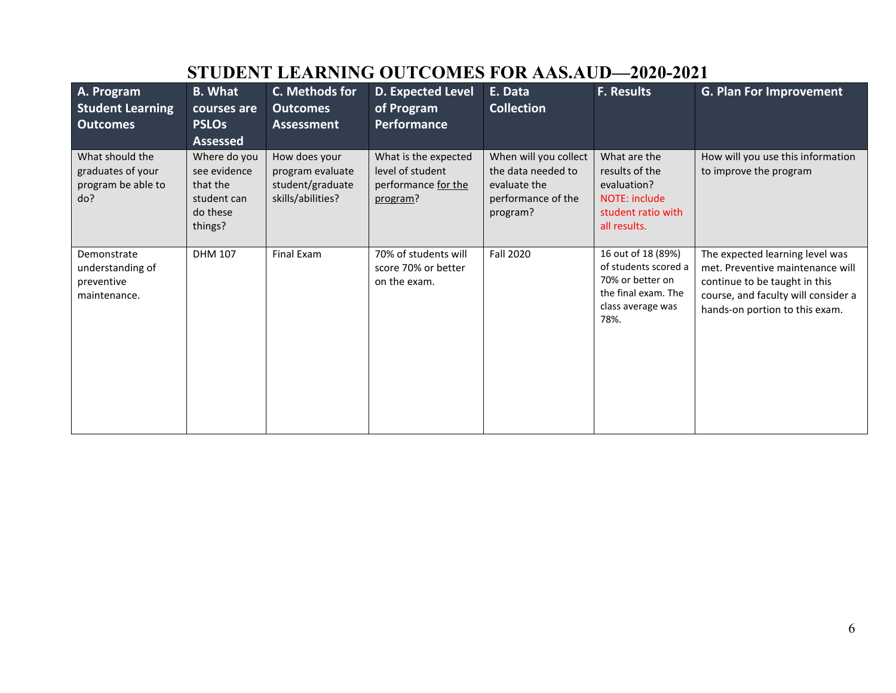# STUDENT LEARNING OUTCOMES FOR AAS.AUD—2020-2021

| A. Program Student Learning Outcomes | B. What courses are PSLOs Assessed | C. Methods for Outcomes Assessment | D. Expected Level of Program Performance | E. Data Collection | F. Results | G. Plan For Improvement |
|---|---|---|---|---|---|---|
| What should the graduates of your program be able to do? | Where do you see evidence that the student can do these things? | How does your program evaluate student/graduate skills/abilities? | What is the expected level of student performance for the program? | When will you collect the data needed to evaluate the performance of the program? | What are the results of the evaluation? NOTE: include student ratio with all results. | How will you use this information to improve the program |
| Demonstrate understanding of preventive maintenance. | DHM 107 | Final Exam | 70% of students will score 70% or better on the exam. | Fall 2020 | 16 out of 18 (89%) of students scored a 70% or better on the final exam. The class average was 78%. | The expected learning level was met. Preventive maintenance will continue to be taught in this course, and faculty will consider a hands-on portion to this exam. |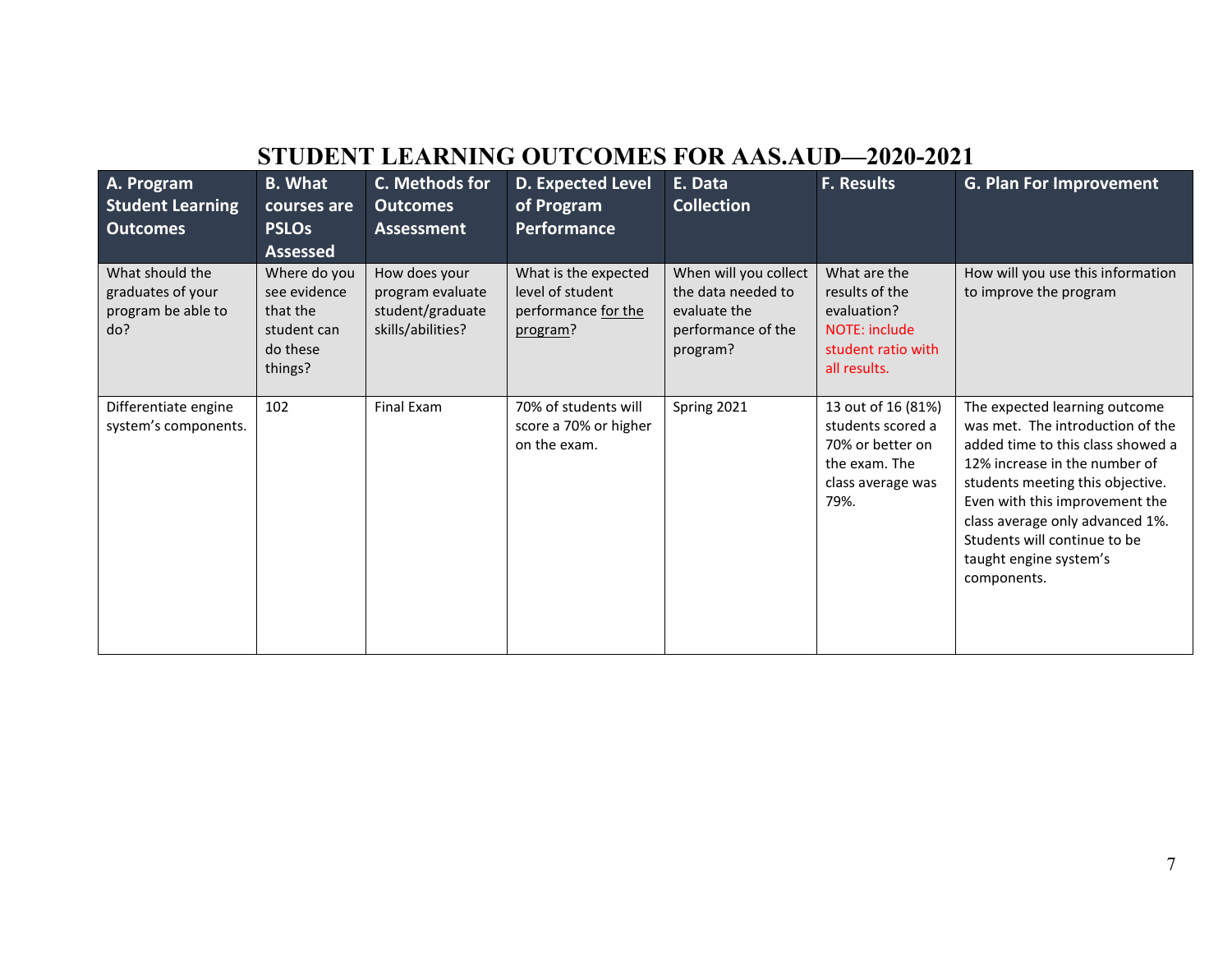# STUDENT LEARNING OUTCOMES FOR AAS.AUD—2020-2021

| A. Program Student Learning Outcomes | B. What courses are PSLOs Assessed | C. Methods for Outcomes Assessment | D. Expected Level of Program Performance | E. Data Collection | F. Results | G. Plan For Improvement |
|---|---|---|---|---|---|---|
| What should the graduates of your program be able to do? | Where do you see evidence that the student can do these things? | How does your program evaluate student/graduate skills/abilities? | What is the expected level of student performance for the program? | When will you collect the data needed to evaluate the performance of the program? | What are the results of the evaluation? NOTE: include student ratio with all results. | How will you use this information to improve the program |
| Differentiate engine system's components. | 102 | Final Exam | 70% of students will score a 70% or higher on the exam. | Spring 2021 | 13 out of 16 (81%) students scored a 70% or better on the exam. The class average was 79%. | The expected learning outcome was met. The introduction of the added time to this class showed a 12% increase in the number of students meeting this objective. Even with this improvement the class average only advanced 1%. Students will continue to be taught engine system's components. |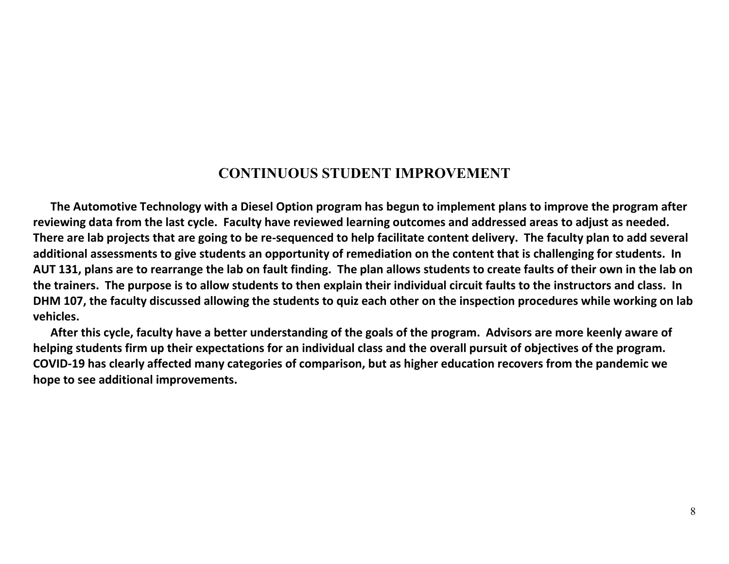## CONTINUOUS STUDENT IMPROVEMENT

**The Automotive Technology with a Diesel Option program has begun to implement plans to improve the program after reviewing data from the last cycle. Faculty have reviewed learning outcomes and addressed areas to adjust as needed. There are lab projects that are going to be re-sequenced to help facilitate content delivery. The faculty plan to add several additional assessments to give students an opportunity of remediation on the content that is challenging for students. In AUT 131, plans are to rearrange the lab on fault finding. The plan allows students to create faults of their own in the lab on the trainers. The purpose is to allow students to then explain their individual circuit faults to the instructors and class. In DHM 107, the faculty discussed allowing the students to quiz each other on the inspection procedures while working on lab vehicles.**

**After this cycle, faculty have a better understanding of the goals of the program. Advisors are more keenly aware of helping students firm up their expectations for an individual class and the overall pursuit of objectives of the program. COVID-19 has clearly affected many categories of comparison, but as higher education recovers from the pandemic we hope to see additional improvements.**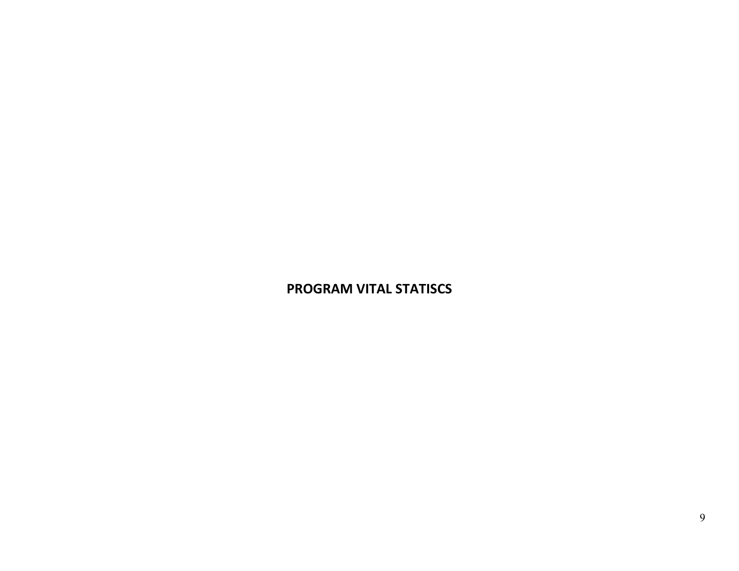# PROGRAM VITAL STATISCS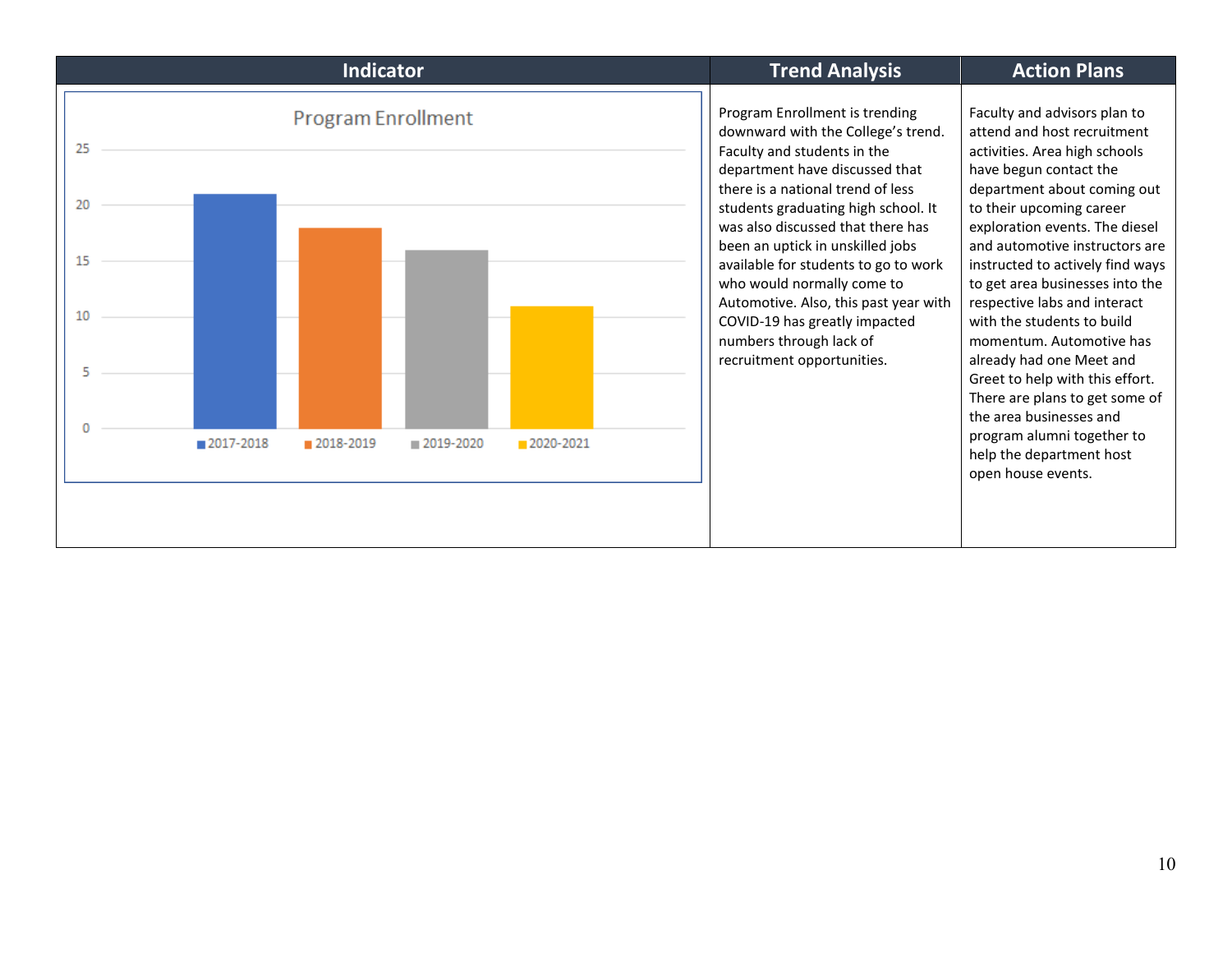| Indicator | Trend Analysis | Action Plans |
|---|---|---|
| Program Enrollment<br><br>2017-2018: ~21<br>2018-2019: ~18<br>2019-2020: ~16<br>2020-2021: ~11 | Program Enrollment is trending downward with the College's trend. Faculty and students in the department have discussed that there is a national trend of less students graduating high school. It was also discussed that there has been an uptick in unskilled jobs available for students to go to work who would normally come to Automotive. Also, this past year with COVID-19 has greatly impacted numbers through lack of recruitment opportunities. | Faculty and advisors plan to attend and host recruitment activities. Area high schools have begun contact the department about coming out to their upcoming career exploration events. The diesel and automotive instructors are instructed to actively find ways to get area businesses into the respective labs and interact with the students to build momentum. Automotive has already had one Meet and Greet to help with this effort. There are plans to get some of the area businesses and program alumni together to help the department host open house events. |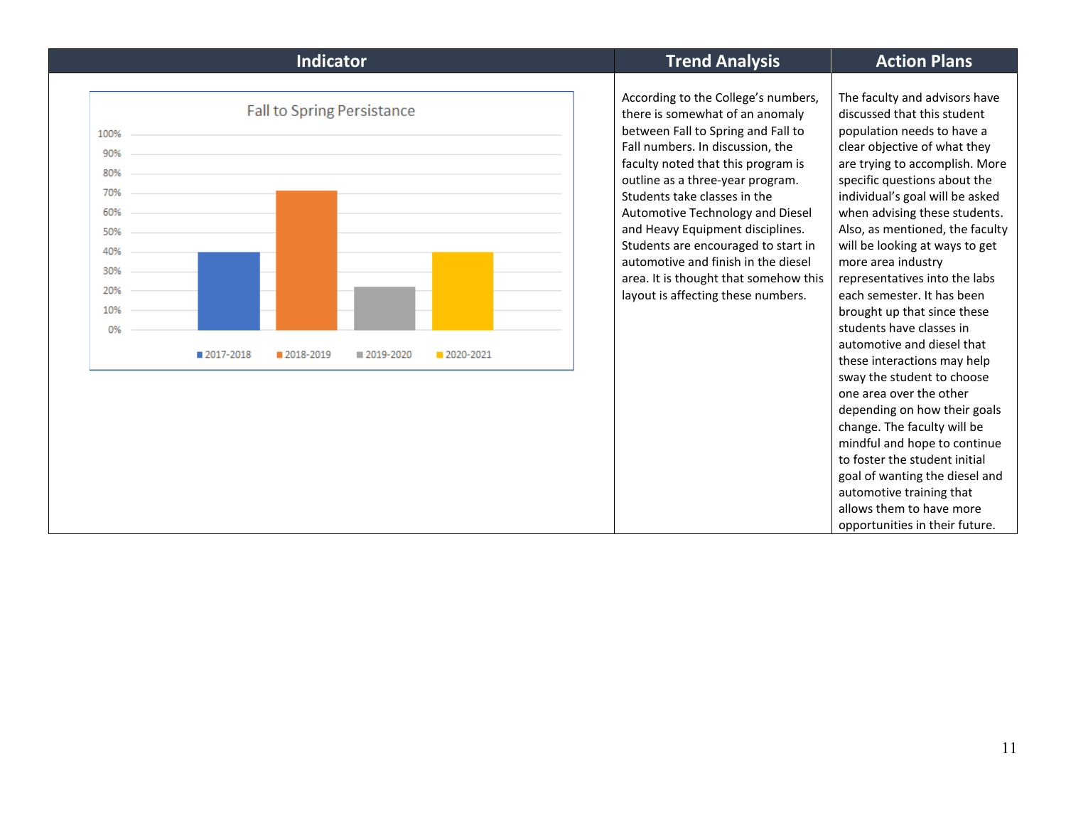| Indicator | Trend Analysis | Action Plans |
|---|---|---|
| Fall to Spring Persistance<br>2017-2018: 40%<br>2018-2019: 71%<br>2019-2020: 22%<br>2020-2021: 40% | According to the College's numbers, there is somewhat of an anomaly between Fall to Spring and Fall to Fall numbers. In discussion, the faculty noted that this program is outline as a three-year program. Students take classes in the Automotive Technology and Diesel and Heavy Equipment disciplines. Students are encouraged to start in automotive and finish in the diesel area. It is thought that somehow this layout is affecting these numbers. | The faculty and advisors have discussed that this student population needs to have a clear objective of what they are trying to accomplish. More specific questions about the individual's goal will be asked when advising these students. Also, as mentioned, the faculty will be looking at ways to get more area industry representatives into the labs each semester. It has been brought up that since these students have classes in automotive and diesel that these interactions may help sway the student to choose one area over the other depending on how their goals change. The faculty will be mindful and hope to continue to foster the student initial goal of wanting the diesel and automotive training that allows them to have more opportunities in their future. |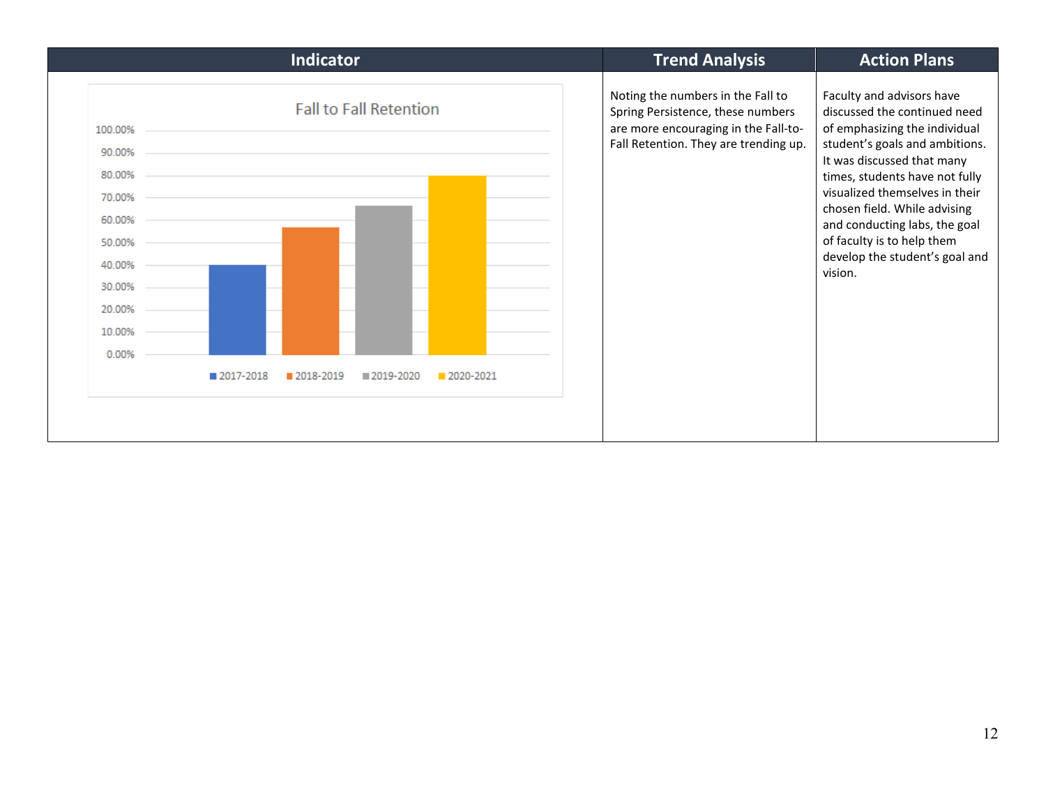| Indicator | Trend Analysis | Action Plans |
| --- | --- | --- |
| Fall to Fall Retention<br>100.00%<br>90.00%<br>80.00%<br>70.00%<br>60.00%<br>50.00%<br>40.00%<br>30.00%<br>20.00%<br>10.00%<br>0.00%<br>2017-2018 2018-2019 2019-2020 2020-2021 | Noting the numbers in the Fall to Spring Persistence, these numbers are more encouraging in the Fall-to-Fall Retention. They are trending up. | Faculty and advisors have discussed the continued need of emphasizing the individual student's goals and ambitions. It was discussed that many times, students have not fully visualized themselves in their chosen field. While advising and conducting labs, the goal of faculty is to help them develop the student's goal and vision. |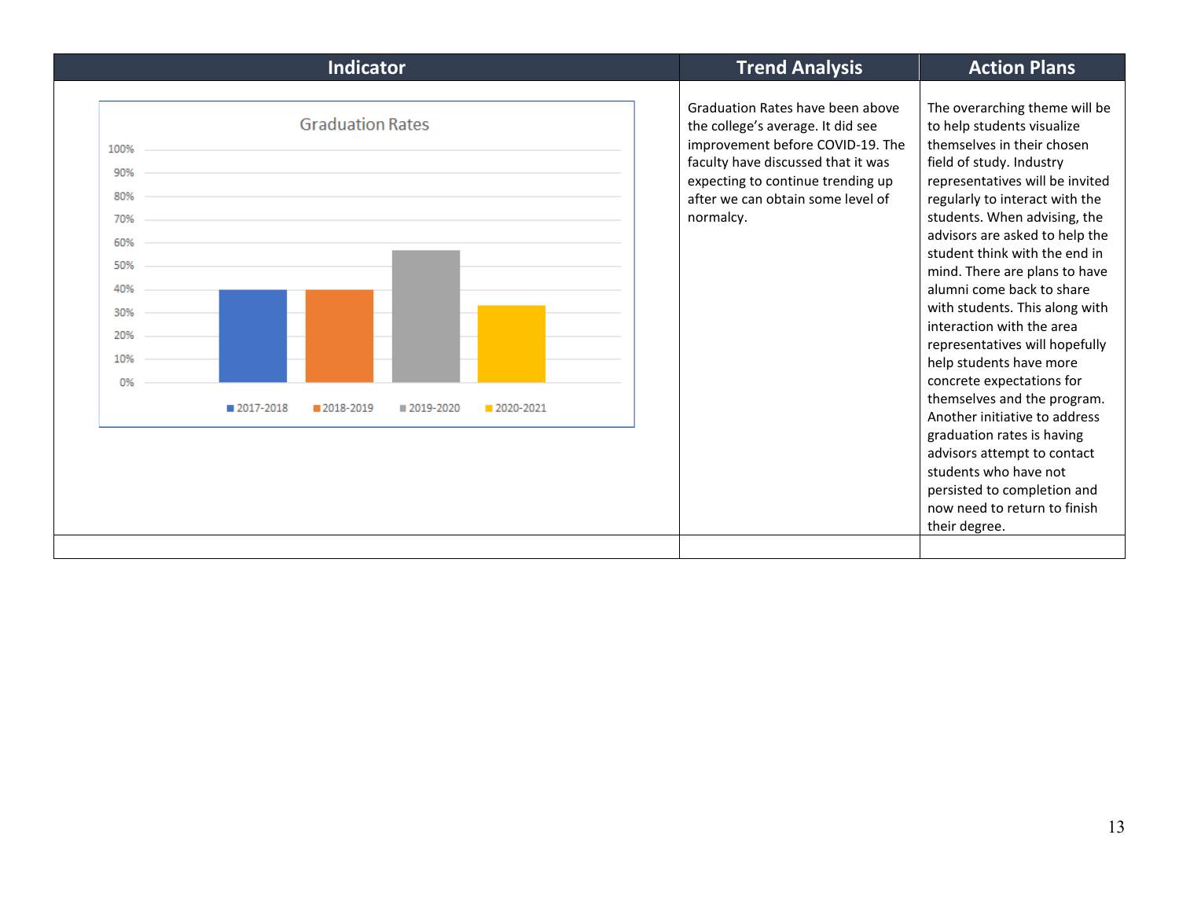| Indicator | Trend Analysis | Action Plans |
|---|---|---|
| Graduation Rates<br>100%<br>90%<br>80%<br>70%<br>60%<br>50%<br>40%<br>30%<br>20%<br>10%<br>0%<br>■ 2017-2018 ■ 2018-2019 ■ 2019-2020 ■ 2020-2021 | Graduation Rates have been above the college's average. It did see improvement before COVID-19. The faculty have discussed that it was expecting to continue trending up after we can obtain some level of normalcy. | The overarching theme will be to help students visualize themselves in their chosen field of study. Industry representatives will be invited regularly to interact with the students. When advising, the advisors are asked to help the student think with the end in mind. There are plans to have alumni come back to share with students. This along with interaction with the area representatives will hopefully help students have more concrete expectations for themselves and the program. Another initiative to address graduation rates is having advisors attempt to contact students who have not persisted to completion and now need to return to finish their degree. |
| | | |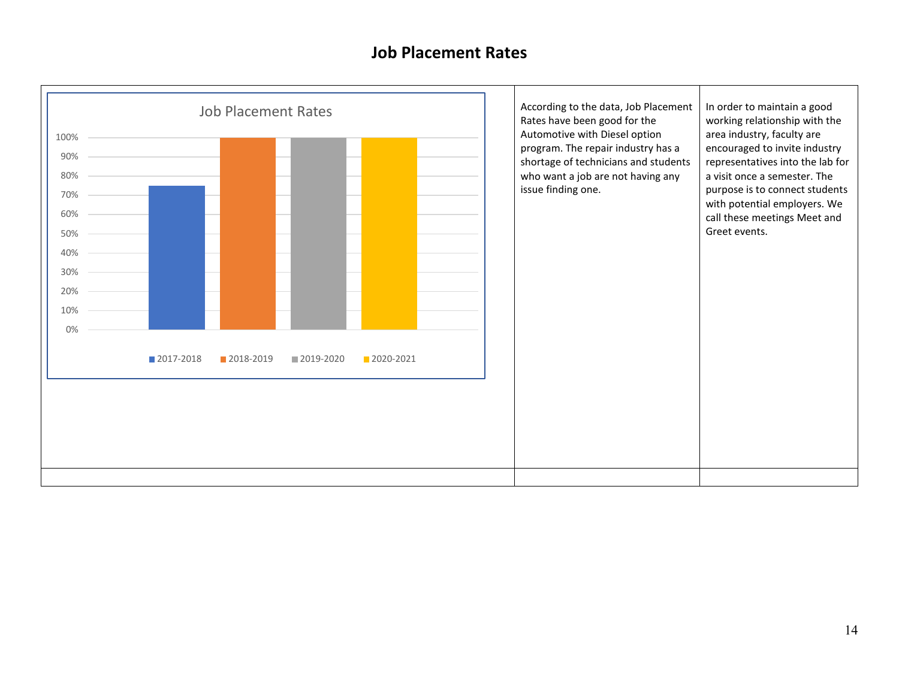# Job Placement Rates

| | | |
|---|---|---|
| Job Placement Rates<br>100%<br>90%<br>80%<br>70%<br>60%<br>50%<br>40%<br>30%<br>20%<br>10%<br>0%<br>2017-2018 2018-2019 2019-2020 2020-2021 | According to the data, Job Placement Rates have been good for the Automotive with Diesel option program. The repair industry has a shortage of technicians and students who want a job are not having any issue finding one. | In order to maintain a good working relationship with the area industry, faculty are encouraged to invite industry representatives into the lab for a visit once a semester. The purpose is to connect students with potential employers. We call these meetings Meet and Greet events. |
| | | |